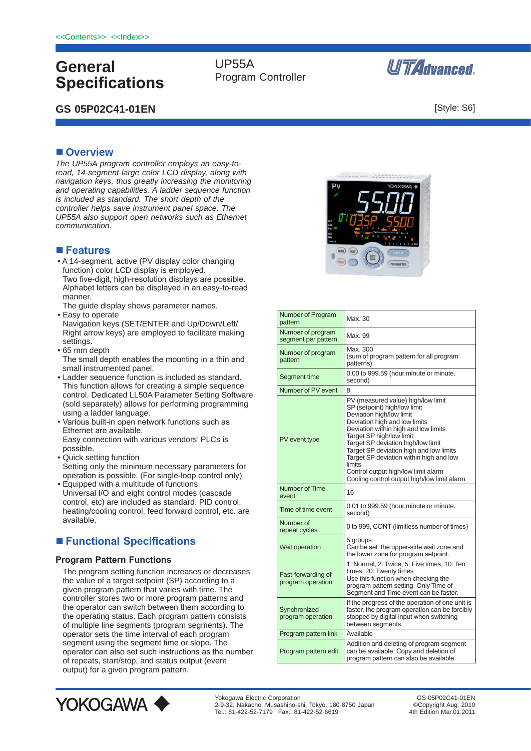<<Contents>> <<Index>>

# General Specifications

**UP55A**
**Program Controller**

**GS 05P02C41-01EN**

[Style: S6]

## ■ Overview

*The UP55A program controller employs an easy-to-read, 14-segment large color LCD display, along with navigation keys, thus greatly increasing the monitoring and operating capabilities. A ladder sequence function is included as standard. The short depth of the controller helps save instrument panel space. The UP55A also support open networks such as Ethernet communication.*

## ■ Features

- A 14-segment, active (PV display color changing function) color LCD display is employed.
  Two five-digit, high-resolution displays are possible.
  Alphabet letters can be displayed in an easy-to-read manner.
  The guide display shows parameter names.
- Easy to operate
  Navigation keys (SET/ENTER and Up/Down/Left/Right arrow keys) are employed to facilitate making settings.
- 65 mm depth
  The small depth enables the mounting in a thin and small instrumented panel.
- Ladder sequence function is included as standard.
  This function allows for creating a simple sequence control. Dedicated LL50A Parameter Setting Software (sold separately) allows for performing programming using a ladder language.
- Various built-in open network functions such as Ethernet are available.
  Easy connection with various vendors' PLCs is possible.
- Quick setting function
  Setting only the minimum necessary parameters for operation is possible. (For single-loop control only)
- Equipped with a multitude of functions
  Universal I/O and eight control modes (cascade control, etc) are included as standard. PID control, heating/cooling control, feed forward control, etc. are available.

## ■ Functional Specifications

### Program Pattern Functions

The program setting function increases or decreases the value of a target setpoint (SP) according to a given program pattern that varies with time. The controller stores two or more program patterns and the operator can switch between them according to the operating status. Each program pattern consists of multiple line segments (program segments). The operator sets the time interval of each program segment using the segment time or slope. The operator can also set such instructions as the number of repeats, start/stop, and status output (event output) for a given program pattern.

| Item | Specification |
|---|---|
| Number of Program pattern | Max. 30 |
| Number of program segment per pattern | Max. 99 |
| Number of program pattern | Max. 300<br>(sum of program pattern for all program patterns) |
| Segment time | 0.00 to 999.59 (hour.minute or minute. second) |
| Number of PV event | 8 |
| PV event type | PV (measured value) high/low limit<br>SP (setpoint) high/low limit<br>Deviation high/low limit<br>Deviation high and low limits<br>Deviation within high and low limits<br>Target SP high/low limit<br>Target SP deviation high/low limit<br>Target SP deviation high and low limits<br>Target SP deviation within high and low limits<br>Control output high/low limit alarm<br>Cooling control output high/low limit alarm |
| Number of Time event | 16 |
| Time of time event | 0.01 to 999.59 (hour.minute or minute. second) |
| Number of repeat cycles | 0 to 999, CONT (limitless number of times) |
| Wait operation | 5 groups<br>Can be set the upper-side wait zone and the lower zone for program setpoint. |
| Fast-forwarding of program operation | 1: Normal, 2: Twice, 5: Five times, 10: Ten times, 20: Twenty times<br>Use this function when checking the program pattern setting. Only Time of Segment and Time event can be faster. |
| Synchronized program operation | If the progress of the operation of one unit is faster, the program operation can be forcibly stopped by digital input when switching between segments. |
| Program pattern link | Available |
| Program pattern edit | Addition and deleting of program segment can be available. Copy and deletion of program pattern can also be available. |

YOKOGAWA

Yokogawa Electric Corporation
2-9-32, Nakacho, Musashino-shi, Tokyo, 180-8750 Japan
Tel.: 81-422-52-7179 Fax.: 81-422-52-6619

GS 05P02C41-01EN
©Copyright Aug. 2010
4th Edition Mar.01,2011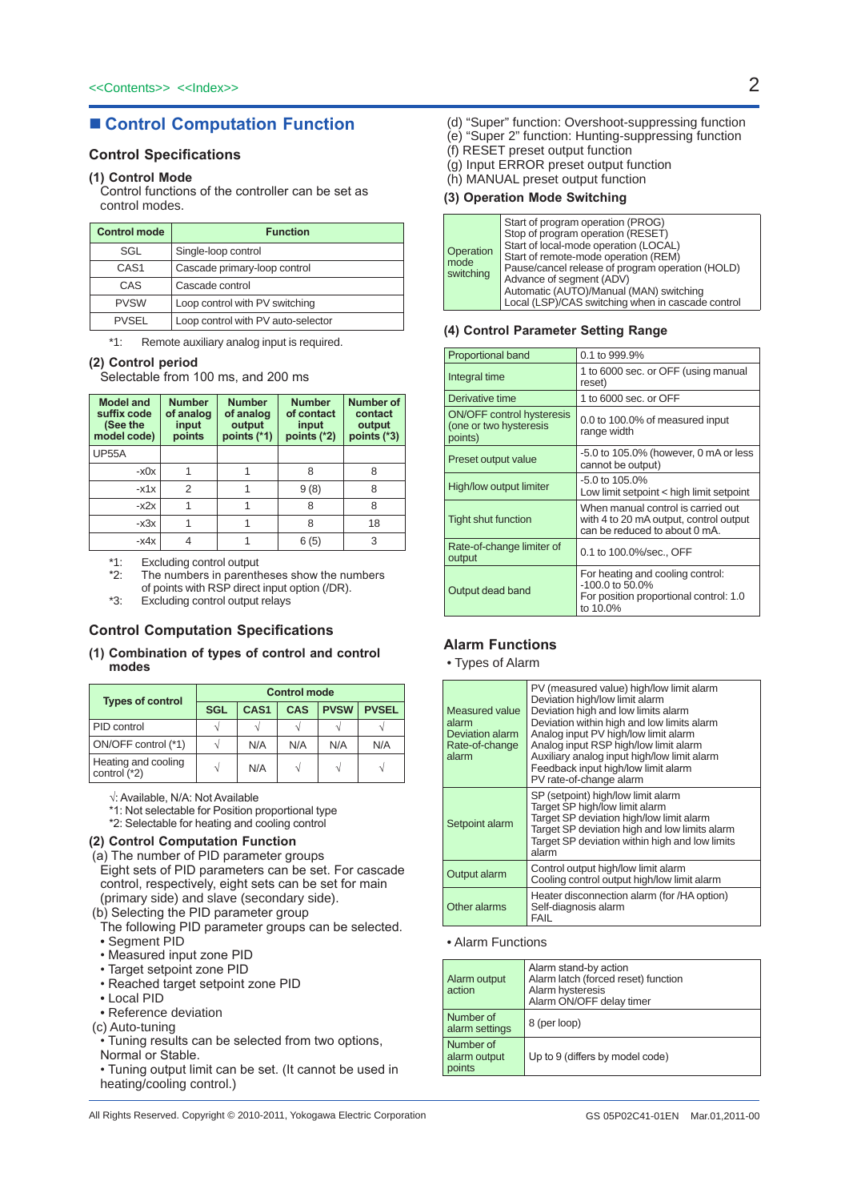<<Contents>> <<Index>>

# ■ Control Computation Function

## Control Specifications

### (1) Control Mode

Control functions of the controller can be set as control modes.

| Control mode | Function |
|---|---|
| SGL | Single-loop control |
| CAS1 | Cascade primary-loop control |
| CAS | Cascade control |
| PVSW | Loop control with PV switching |
| PVSEL | Loop control with PV auto-selector |

*1: Remote auxiliary analog input is required.

### (2) Control period

Selectable from 100 ms, and 200 ms

| Model and suffix code (See the model code) | Number of analog input points | Number of analog output points (*1) | Number of contact input points (*2) | Number of contact output points (*3) |
|---|---|---|---|---|
| UP55A | | | | |
| -x0x | 1 | 1 | 8 | 8 |
| -x1x | 2 | 1 | 9 (8) | 8 |
| -x2x | 1 | 1 | 8 | 8 |
| -x3x | 1 | 1 | 8 | 18 |
| -x4x | 4 | 1 | 6 (5) | 3 |

*1: Excluding control output
*2: The numbers in parentheses show the numbers of points with RSP direct input option (/DR).
*3: Excluding control output relays

## Control Computation Specifications

### (1) Combination of types of control and control modes

| Types of control | Control mode | | | | |
|---|---|---|---|---|---|
| | SGL | CAS1 | CAS | PVSW | PVSEL |
| PID control | √ | √ | √ | √ | √ |
| ON/OFF control (*1) | √ | N/A | N/A | N/A | N/A |
| Heating and cooling control (*2) | √ | N/A | √ | √ | √ |

√: Available, N/A: Not Available
*1: Not selectable for Position proportional type
*2: Selectable for heating and cooling control

### (2) Control Computation Function

(a) The number of PID parameter groups
Eight sets of PID parameters can be set. For cascade control, respectively, eight sets can be set for main (primary side) and slave (secondary side).

(b) Selecting the PID parameter group
The following PID parameter groups can be selected.
- Segment PID
- Measured input zone PID
- Target setpoint zone PID
- Reached target setpoint zone PID
- Local PID
- Reference deviation

(c) Auto-tuning
- Tuning results can be selected from two options, Normal or Stable.
- Tuning output limit can be set. (It cannot be used in heating/cooling control.)

(d) "Super" function: Overshoot-suppressing function
(e) "Super 2" function: Hunting-suppressing function
(f) RESET preset output function
(g) Input ERROR preset output function
(h) MANUAL preset output function

### (3) Operation Mode Switching

| | |
|---|---|
| Operation mode switching | Start of program operation (PROG)<br>Stop of program operation (RESET)<br>Start of local-mode operation (LOCAL)<br>Start of remote-mode operation (REM)<br>Pause/cancel release of program operation (HOLD)<br>Advance of segment (ADV)<br>Automatic (AUTO)/Manual (MAN) switching<br>Local (LSP)/CAS switching when in cascade control |

### (4) Control Parameter Setting Range

| | |
|---|---|
| Proportional band | 0.1 to 999.9% |
| Integral time | 1 to 6000 sec. or OFF (using manual reset) |
| Derivative time | 1 to 6000 sec. or OFF |
| ON/OFF control hysteresis (one or two hysteresis points) | 0.0 to 100.0% of measured input range width |
| Preset output value | -5.0 to 105.0% (however, 0 mA or less cannot be output) |
| High/low output limiter | -5.0 to 105.0%<br>Low limit setpoint < high limit setpoint |
| Tight shut function | When manual control is carried out with 4 to 20 mA output, control output can be reduced to about 0 mA. |
| Rate-of-change limiter of output | 0.1 to 100.0%/sec., OFF |
| Output dead band | For heating and cooling control: -100.0 to 50.0%<br>For position proportional control: 1.0 to 10.0% |

## Alarm Functions

- Types of Alarm

| | |
|---|---|
| Measured value alarm<br>Deviation alarm<br>Rate-of-change alarm | PV (measured value) high/low limit alarm<br>Deviation high/low limit alarm<br>Deviation high and low limits alarm<br>Deviation within high and low limits alarm<br>Analog input PV high/low limit alarm<br>Analog input RSP high/low limit alarm<br>Auxiliary analog input high/low limit alarm<br>Feedback input high/low limit alarm<br>PV rate-of-change alarm |
| Setpoint alarm | SP (setpoint) high/low limit alarm<br>Target SP high/low limit alarm<br>Target SP deviation high/low limit alarm<br>Target SP deviation high and low limits alarm<br>Target SP deviation within high and low limits alarm |
| Output alarm | Control output high/low limit alarm<br>Cooling control output high/low limit alarm |
| Other alarms | Heater disconnection alarm (for /HA option)<br>Self-diagnosis alarm<br>FAIL |

- Alarm Functions

| | |
|---|---|
| Alarm output action | Alarm stand-by action<br>Alarm latch (forced reset) function<br>Alarm hysteresis<br>Alarm ON/OFF delay timer |
| Number of alarm settings | 8 (per loop) |
| Number of alarm output points | Up to 9 (differs by model code) |

All Rights Reserved. Copyright © 2010-2011, Yokogawa Electric Corporation GS 05P02C41-01EN Mar.01,2011-00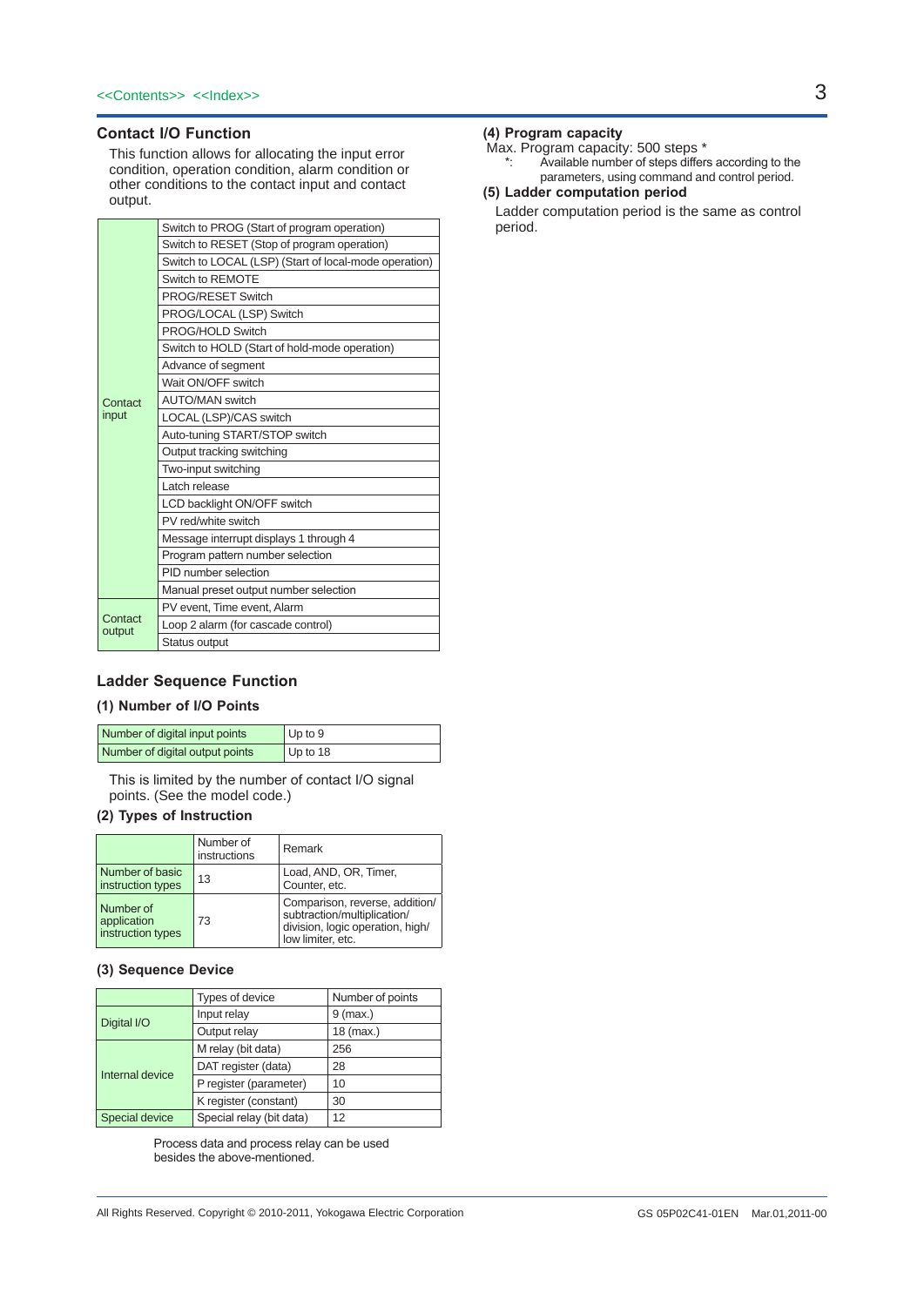<<Contents>> <<Index>>

## Contact I/O Function

This function allows for allocating the input error condition, operation condition, alarm condition or other conditions to the contact input and contact output.

| | |
|---|---|
| Contact input | Switch to PROG (Start of program operation) |
| | Switch to RESET (Stop of program operation) |
| | Switch to LOCAL (LSP) (Start of local-mode operation) |
| | Switch to REMOTE |
| | PROG/RESET Switch |
| | PROG/LOCAL (LSP) Switch |
| | PROG/HOLD Switch |
| | Switch to HOLD (Start of hold-mode operation) |
| | Advance of segment |
| | Wait ON/OFF switch |
| | AUTO/MAN switch |
| | LOCAL (LSP)/CAS switch |
| | Auto-tuning START/STOP switch |
| | Output tracking switching |
| | Two-input switching |
| | Latch release |
| | LCD backlight ON/OFF switch |
| | PV red/white switch |
| | Message interrupt displays 1 through 4 |
| | Program pattern number selection |
| | PID number selection |
| | Manual preset output number selection |
| Contact output | PV event, Time event, Alarm |
| | Loop 2 alarm (for cascade control) |
| | Status output |

## Ladder Sequence Function

### (1) Number of I/O Points

| | |
|---|---|
| Number of digital input points | Up to 9 |
| Number of digital output points | Up to 18 |

This is limited by the number of contact I/O signal points. (See the model code.)

### (2) Types of Instruction

| | Number of instructions | Remark |
|---|---|---|
| Number of basic instruction types | 13 | Load, AND, OR, Timer, Counter, etc. |
| Number of application instruction types | 73 | Comparison, reverse, addition/ subtraction/multiplication/ division, logic operation, high/ low limiter, etc. |

### (3) Sequence Device

| | Types of device | Number of points |
|---|---|---|
| Digital I/O | Input relay | 9 (max.) |
| | Output relay | 18 (max.) |
| Internal device | M relay (bit data) | 256 |
| | DAT register (data) | 28 |
| | P register (parameter) | 10 |
| | K register (constant) | 30 |
| Special device | Special relay (bit data) | 12 |

Process data and process relay can be used besides the above-mentioned.

### (4) Program capacity

Max. Program capacity: 500 steps *

*: Available number of steps differs according to the parameters, using command and control period.

### (5) Ladder computation period

Ladder computation period is the same as control period.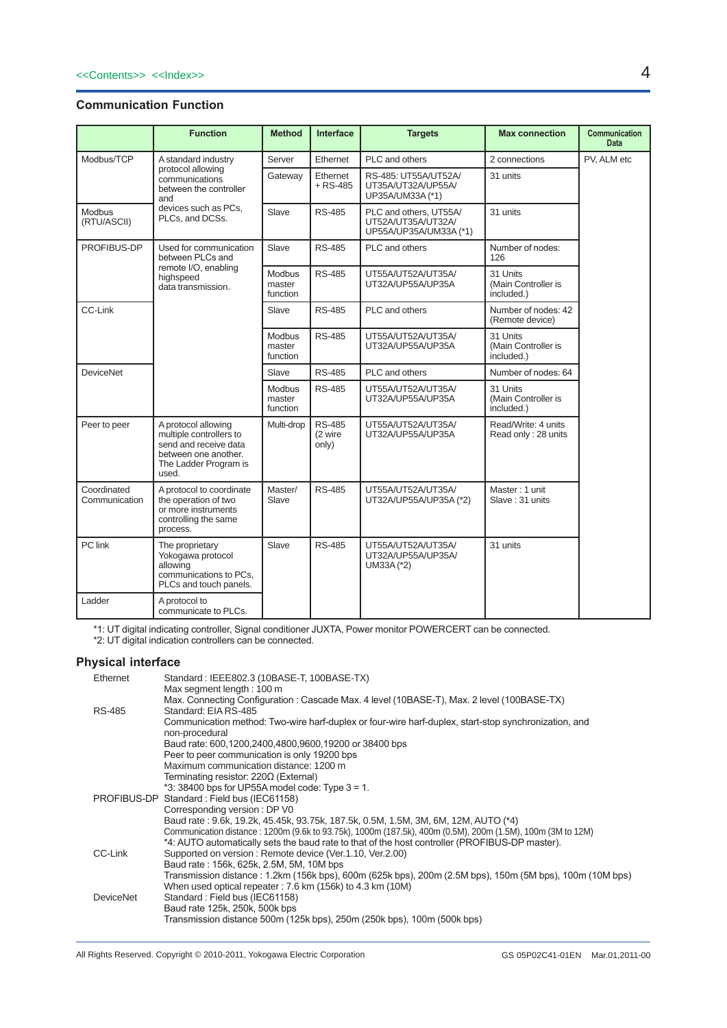<<Contents>> <<Index>>

## Communication Function

| | Function | Method | Interface | Targets | Max connection | Communication Data |
|---|---|---|---|---|---|---|
| Modbus/TCP | A standard industry protocol allowing communications between the controller and devices such as PCs, PLCs, and DCSs. | Server | Ethernet | PLC and others | 2 connections | PV, ALM etc |
| | | Gateway | Ethernet + RS-485 | RS-485: UT55A/UT52A/ UT35A/UT32A/UP55A/ UP35A/UM33A (*1) | 31 units | |
| Modbus (RTU/ASCII) | | Slave | RS-485 | PLC and others, UT55A/ UT52A/UT35A/UT32A/ UP55A/UP35A/UM33A (*1) | 31 units | |
| PROFIBUS-DP | Used for communication between PLCs and remote I/O, enabling highspeed data transmission. | Slave | RS-485 | PLC and others | Number of nodes: 126 | |
| | | Modbus master function | RS-485 | UT55A/UT52A/UT35A/ UT32A/UP55A/UP35A | 31 Units (Main Controller is included.) | |
| CC-Link | | Slave | RS-485 | PLC and others | Number of nodes: 42 (Remote device) | |
| | | Modbus master function | RS-485 | UT55A/UT52A/UT35A/ UT32A/UP55A/UP35A | 31 Units (Main Controller is included.) | |
| DeviceNet | | Slave | RS-485 | PLC and others | Number of nodes: 64 | |
| | | Modbus master function | RS-485 | UT55A/UT52A/UT35A/ UT32A/UP55A/UP35A | 31 Units (Main Controller is included.) | |
| Peer to peer | A protocol allowing multiple controllers to send and receive data between one another. The Ladder Program is used. | Multi-drop | RS-485 (2 wire only) | UT55A/UT52A/UT35A/ UT32A/UP55A/UP35A | Read/Write: 4 units Read only : 28 units | |
| Coordinated Communication | A protocol to coordinate the operation of two or more instruments controlling the same process. | Master/ Slave | RS-485 | UT55A/UT52A/UT35A/ UT32A/UP55A/UP35A (*2) | Master : 1 unit Slave : 31 units | |
| PC link | The proprietary Yokogawa protocol allowing communications to PCs, PLCs and touch panels. | Slave | RS-485 | UT55A/UT52A/UT35A/ UT32A/UP55A/UP35A/ UM33A (*2) | 31 units | |
| Ladder | A protocol to communicate to PLCs. | | | | | |

*1: UT digital indicating controller, Signal conditioner JUXTA, Power monitor POWERCERT can be connected.
*2: UT digital indication controllers can be connected.

## Physical interface

**Ethernet**
Standard : IEEE802.3 (10BASE-T, 100BASE-TX)
Max segment length : 100 m
Max. Connecting Configuration : Cascade Max. 4 level (10BASE-T), Max. 2 level (100BASE-TX)

**RS-485**
Standard: EIA RS-485
Communication method: Two-wire harf-duplex or four-wire harf-duplex, start-stop synchronization, and non-procedural
Baud rate: 600,1200,2400,4800,9600,19200 or 38400 bps
Peer to peer communication is only 19200 bps
Maximum communication distance: 1200 m
Terminating resistor: 220Ω (External)
*3: 38400 bps for UP55A model code: Type 3 = 1.

**PROFIBUS-DP**
Standard : Field bus (IEC61158)
Corresponding version : DP V0
Baud rate : 9.6k, 19.2k, 45.45k, 93.75k, 187.5k, 0.5M, 1.5M, 3M, 6M, 12M, AUTO (*4)
Communication distance : 1200m (9.6k to 93.75k), 1000m (187.5k), 400m (0.5M), 200m (1.5M), 100m (3M to 12M)
*4: AUTO automatically sets the baud rate to that of the host controller (PROFIBUS-DP master).

**CC-Link**
Supported on version : Remote device (Ver.1.10, Ver.2.00)
Baud rate : 156k, 625k, 2.5M, 5M, 10M bps
Transmission distance : 1.2km (156k bps), 600m (625k bps), 200m (2.5M bps), 150m (5M bps), 100m (10M bps)
When used optical repeater : 7.6 km (156k) to 4.3 km (10M)

**DeviceNet**
Standard : Field bus (IEC61158)
Baud rate 125k, 250k, 500k bps
Transmission distance 500m (125k bps), 250m (250k bps), 100m (500k bps)

All Rights Reserved. Copyright © 2010-2011, Yokogawa Electric Corporation    GS 05P02C41-01EN Mar.01,2011-00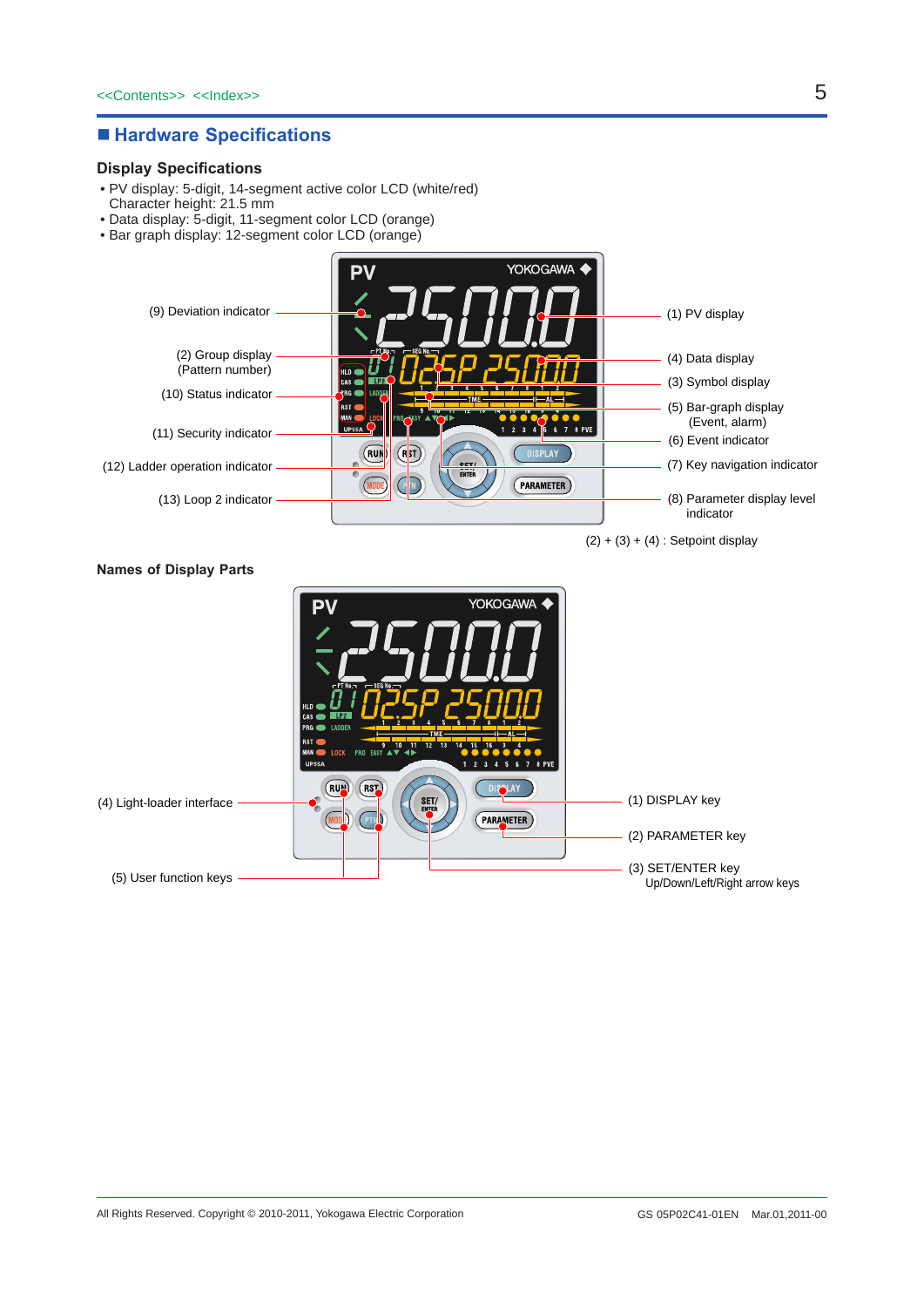## Hardware Specifications

### Display Specifications

- PV display: 5-digit, 14-segment active color LCD (white/red)
  Character height: 21.5 mm
- Data display: 5-digit, 11-segment color LCD (orange)
- Bar graph display: 12-segment color LCD (orange)

(9) Deviation indicator

(2) Group display (Pattern number)

(10) Status indicator

(11) Security indicator

(12) Ladder operation indicator

(13) Loop 2 indicator

(1) PV display

(4) Data display

(3) Symbol display

(5) Bar-graph display (Event, alarm)

(6) Event indicator

(7) Key navigation indicator

(8) Parameter display level indicator

(2) + (3) + (4) : Setpoint display

### Names of Display Parts

(4) Light-loader interface

(5) User function keys

(1) DISPLAY key

(2) PARAMETER key

(3) SET/ENTER key
Up/Down/Left/Right arrow keys

All Rights Reserved. Copyright © 2010-2011, Yokogawa Electric Corporation

GS 05P02C41-01EN Mar.01,2011-00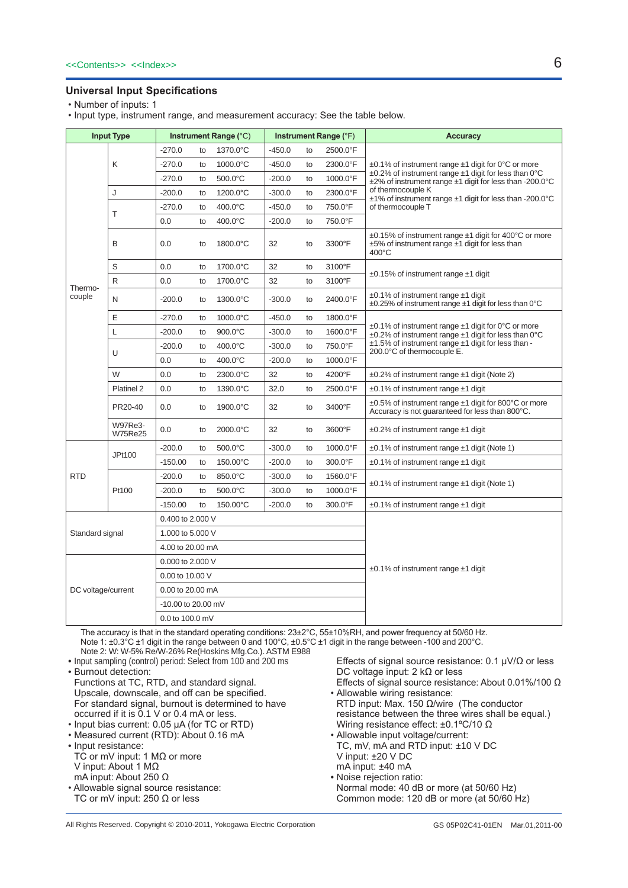<<Contents>> <<Index>>

## Universal Input Specifications

- Number of inputs: 1
- Input type, instrument range, and measurement accuracy: See the table below.

| Input Type | | Instrument Range (°C) | Instrument Range (°F) | Accuracy |
|---|---|---|---|---|
| Thermo-couple | K | -270.0 to 1370.0°C | -450.0 to 2500.0°F | ±0.1% of instrument range ±1 digit for 0°C or more<br>±0.2% of instrument range ±1 digit for less than 0°C<br>±2% of instrument range ±1 digit for less than -200.0°C of thermocouple K<br>±1% of instrument range ±1 digit for less than -200.0°C of thermocouple T |
| | | -270.0 to 1000.0°C | -450.0 to 2300.0°F | |
| | | -270.0 to 500.0°C | -200.0 to 1000.0°F | |
| | J | -200.0 to 1200.0°C | -300.0 to 2300.0°F | |
| | T | -270.0 to 400.0°C | -450.0 to 750.0°F | |
| | | 0.0 to 400.0°C | -200.0 to 750.0°F | |
| | B | 0.0 to 1800.0°C | 32 to 3300°F | ±0.15% of instrument range ±1 digit for 400°C or more<br>±5% of instrument range ±1 digit for less than 400°C |
| | S | 0.0 to 1700.0°C | 32 to 3100°F | ±0.15% of instrument range ±1 digit |
| | R | 0.0 to 1700.0°C | 32 to 3100°F | |
| | N | -200.0 to 1300.0°C | -300.0 to 2400.0°F | ±0.1% of instrument range ±1 digit<br>±0.25% of instrument range ±1 digit for less than 0°C |
| | E | -270.0 to 1000.0°C | -450.0 to 1800.0°F | ±0.1% of instrument range ±1 digit for 0°C or more<br>±0.2% of instrument range ±1 digit for less than 0°C<br>±1.5% of instrument range ±1 digit for less than -200.0°C of thermocouple E. |
| | L | -200.0 to 900.0°C | -300.0 to 1600.0°F | |
| | U | -200.0 to 400.0°C | -300.0 to 750.0°F | |
| | | 0.0 to 400.0°C | -200.0 to 1000.0°F | |
| | W | 0.0 to 2300.0°C | 32 to 4200°F | ±0.2% of instrument range ±1 digit (Note 2) |
| | Platinel 2 | 0.0 to 1390.0°C | 32.0 to 2500.0°F | ±0.1% of instrument range ±1 digit |
| | PR20-40 | 0.0 to 1900.0°C | 32 to 3400°F | ±0.5% of instrument range ±1 digit for 800°C or more<br>Accuracy is not guaranteed for less than 800°C. |
| | W97Re3-W75Re25 | 0.0 to 2000.0°C | 32 to 3600°F | ±0.2% of instrument range ±1 digit |
| RTD | JPt100 | -200.0 to 500.0°C | -300.0 to 1000.0°F | ±0.1% of instrument range ±1 digit (Note 1) |
| | | -150.00 to 150.00°C | -200.0 to 300.0°F | ±0.1% of instrument range ±1 digit |
| | Pt100 | -200.0 to 850.0°C | -300.0 to 1560.0°F | ±0.1% of instrument range ±1 digit (Note 1) |
| | | -200.0 to 500.0°C | -300.0 to 1000.0°F | |
| | | -150.00 to 150.00°C | -200.0 to 300.0°F | ±0.1% of instrument range ±1 digit |
| Standard signal | | 0.400 to 2.000 V | | ±0.1% of instrument range ±1 digit |
| | | 1.000 to 5.000 V | | |
| | | 4.00 to 20.00 mA | | |
| DC voltage/current | | 0.000 to 2.000 V | | |
| | | 0.00 to 10.00 V | | |
| | | 0.00 to 20.00 mA | | |
| | | -10.00 to 20.00 mV | | |
| | | 0.0 to 100.0 mV | | |

The accuracy is that in the standard operating conditions: 23±2°C, 55±10%RH, and power frequency at 50/60 Hz.
Note 1: ±0.3°C ±1 digit in the range between 0 and 100°C, ±0.5°C ±1 digit in the range between -100 and 200°C.
Note 2: W: W-5% Re/W-26% Re(Hoskins Mfg.Co.). ASTM E988

- Input sampling (control) period: Select from 100 and 200 ms
- Burnout detection:
  Functions at TC, RTD, and standard signal.
  Upscale, downscale, and off can be specified.
  For standard signal, burnout is determined to have occurred if it is 0.1 V or 0.4 mA or less.
- Input bias current: 0.05 µA (for TC or RTD)
- Measured current (RTD): About 0.16 mA
- Input resistance:
  TC or mV input: 1 MΩ or more
  V input: About 1 MΩ
  mA input: About 250 Ω
- Allowable signal source resistance:
  TC or mV input: 250 Ω or less
  Effects of signal source resistance: 0.1 µV/Ω or less
  DC voltage input: 2 kΩ or less
  Effects of signal source resistance: About 0.01%/100 Ω
- Allowable wiring resistance:
  RTD input: Max. 150 Ω/wire (The conductor resistance between the three wires shall be equal.)
  Wiring resistance effect: ±0.1°C/10 Ω
- Allowable input voltage/current:
  TC, mV, mA and RTD input: ±10 V DC
  V input: ±20 V DC
  mA input: ±40 mA
- Noise rejection ratio:
  Normal mode: 40 dB or more (at 50/60 Hz)
  Common mode: 120 dB or more (at 50/60 Hz)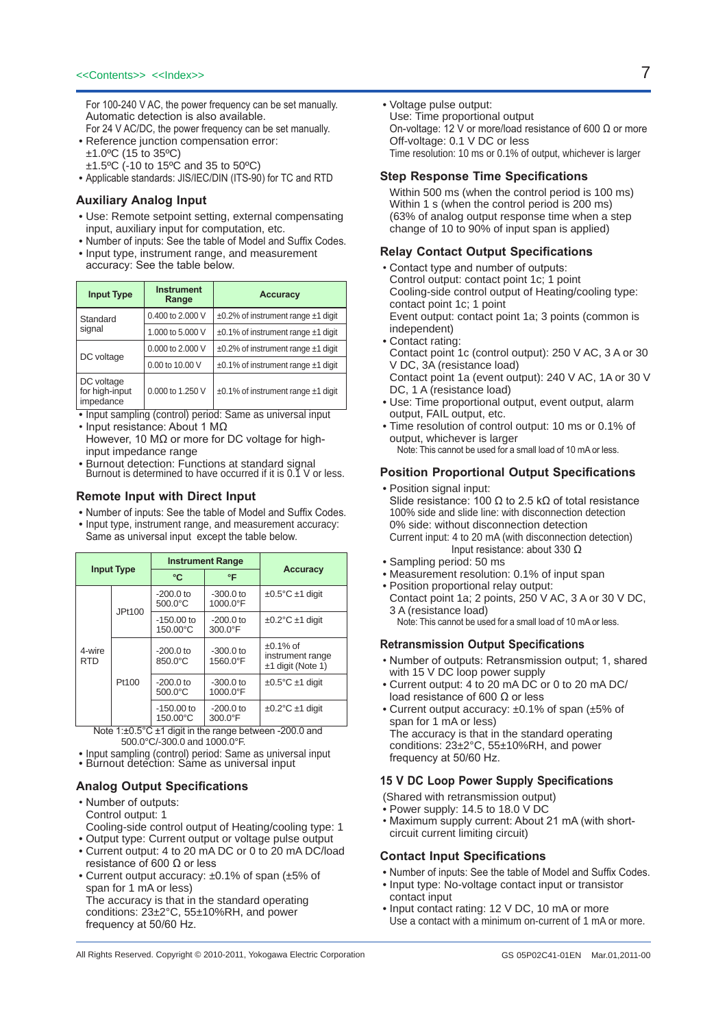For 100-240 V AC, the power frequency can be set manually. Automatic detection is also available.
For 24 V AC/DC, the power frequency can be set manually.

- Reference junction compensation error:
  ±1.0ºC (15 to 35ºC)
  ±1.5ºC (-10 to 15ºC and 35 to 50ºC)
- Applicable standards: JIS/IEC/DIN (ITS-90) for TC and RTD

## Auxiliary Analog Input

- Use: Remote setpoint setting, external compensating input, auxiliary input for computation, etc.
- Number of inputs: See the table of Model and Suffix Codes.
- Input type, instrument range, and measurement accuracy: See the table below.

| Input Type | Instrument Range | Accuracy |
|---|---|---|
| Standard signal | 0.400 to 2.000 V | ±0.2% of instrument range ±1 digit |
| | 1.000 to 5.000 V | ±0.1% of instrument range ±1 digit |
| DC voltage | 0.000 to 2.000 V | ±0.2% of instrument range ±1 digit |
| | 0.00 to 10.00 V | ±0.1% of instrument range ±1 digit |
| DC voltage for high-input impedance | 0.000 to 1.250 V | ±0.1% of instrument range ±1 digit |

- Input sampling (control) period: Same as universal input
- Input resistance: About 1 MΩ
  However, 10 MΩ or more for DC voltage for high-input impedance range
- Burnout detection: Functions at standard signal
  Burnout is determined to have occurred if it is 0.1 V or less.

## Remote Input with Direct Input

- Number of inputs: See the table of Model and Suffix Codes.
- Input type, instrument range, and measurement accuracy: Same as universal input except the table below.

| Input Type | | Instrument Range | | Accuracy |
|---|---|---|---|---|
| | | °C | °F | |
| 4-wire RTD | JPt100 | -200.0 to 500.0°C | -300.0 to 1000.0°F | ±0.5°C ±1 digit |
| | | -150.00 to 150.00°C | -200.0 to 300.0°F | ±0.2°C ±1 digit |
| | Pt100 | -200.0 to 850.0°C | -300.0 to 1560.0°F | ±0.1% of instrument range ±1 digit (Note 1) |
| | | -200.0 to 500.0°C | -300.0 to 1000.0°F | ±0.5°C ±1 digit |
| | | -150.00 to 150.00°C | -200.0 to 300.0°F | ±0.2°C ±1 digit |

Note 1:±0.5°C ±1 digit in the range between -200.0 and 500.0°C/-300.0 and 1000.0°F.

- Input sampling (control) period: Same as universal input
- Burnout detection: Same as universal input

## Analog Output Specifications

- Number of outputs:
  Control output: 1
  Cooling-side control output of Heating/cooling type: 1
- Output type: Current output or voltage pulse output
- Current output: 4 to 20 mA DC or 0 to 20 mA DC/load resistance of 600 Ω or less
- Current output accuracy: ±0.1% of span (±5% of span for 1 mA or less)
  The accuracy is that in the standard operating conditions: 23±2°C, 55±10%RH, and power frequency at 50/60 Hz.
- Voltage pulse output:
  Use: Time proportional output
  On-voltage: 12 V or more/load resistance of 600 Ω or more
  Off-voltage: 0.1 V DC or less
  Time resolution: 10 ms or 0.1% of output, whichever is larger

## Step Response Time Specifications

Within 500 ms (when the control period is 100 ms)
Within 1 s (when the control period is 200 ms)
(63% of analog output response time when a step change of 10 to 90% of input span is applied)

## Relay Contact Output Specifications

- Contact type and number of outputs:
  Control output: contact point 1c; 1 point
  Cooling-side control output of Heating/cooling type: contact point 1c; 1 point
  Event output: contact point 1a; 3 points (common is independent)
- Contact rating:
  Contact point 1c (control output): 250 V AC, 3 A or 30 V DC, 3A (resistance load)
  Contact point 1a (event output): 240 V AC, 1A or 30 V DC, 1 A (resistance load)
- Use: Time proportional output, event output, alarm output, FAIL output, etc.
- Time resolution of control output: 10 ms or 0.1% of output, whichever is larger
  Note: This cannot be used for a small load of 10 mA or less.

## Position Proportional Output Specifications

- Position signal input:
  Slide resistance: 100 Ω to 2.5 kΩ of total resistance
  100% side and slide line: with disconnection detection
  0% side: without disconnection detection
  Current input: 4 to 20 mA (with disconnection detection)
  Input resistance: about 330 Ω
- Sampling period: 50 ms
- Measurement resolution: 0.1% of input span
- Position proportional relay output:
  Contact point 1a; 2 points, 250 V AC, 3 A or 30 V DC, 3 A (resistance load)
  Note: This cannot be used for a small load of 10 mA or less.

## Retransmission Output Specifications

- Number of outputs: Retransmission output; 1, shared with 15 V DC loop power supply
- Current output: 4 to 20 mA DC or 0 to 20 mA DC/load resistance of 600 Ω or less
- Current output accuracy: ±0.1% of span (±5% of span for 1 mA or less)
  The accuracy is that in the standard operating conditions: 23±2°C, 55±10%RH, and power frequency at 50/60 Hz.

## 15 V DC Loop Power Supply Specifications

(Shared with retransmission output)

- Power supply: 14.5 to 18.0 V DC
- Maximum supply current: About 21 mA (with short-circuit current limiting circuit)

## Contact Input Specifications

- Number of inputs: See the table of Model and Suffix Codes.
- Input type: No-voltage contact input or transistor contact input
- Input contact rating: 12 V DC, 10 mA or more
  Use a contact with a minimum on-current of 1 mA or more.

All Rights Reserved. Copyright © 2010-2011, Yokogawa Electric Corporation — GS 05P02C41-01EN Mar.01,2011-00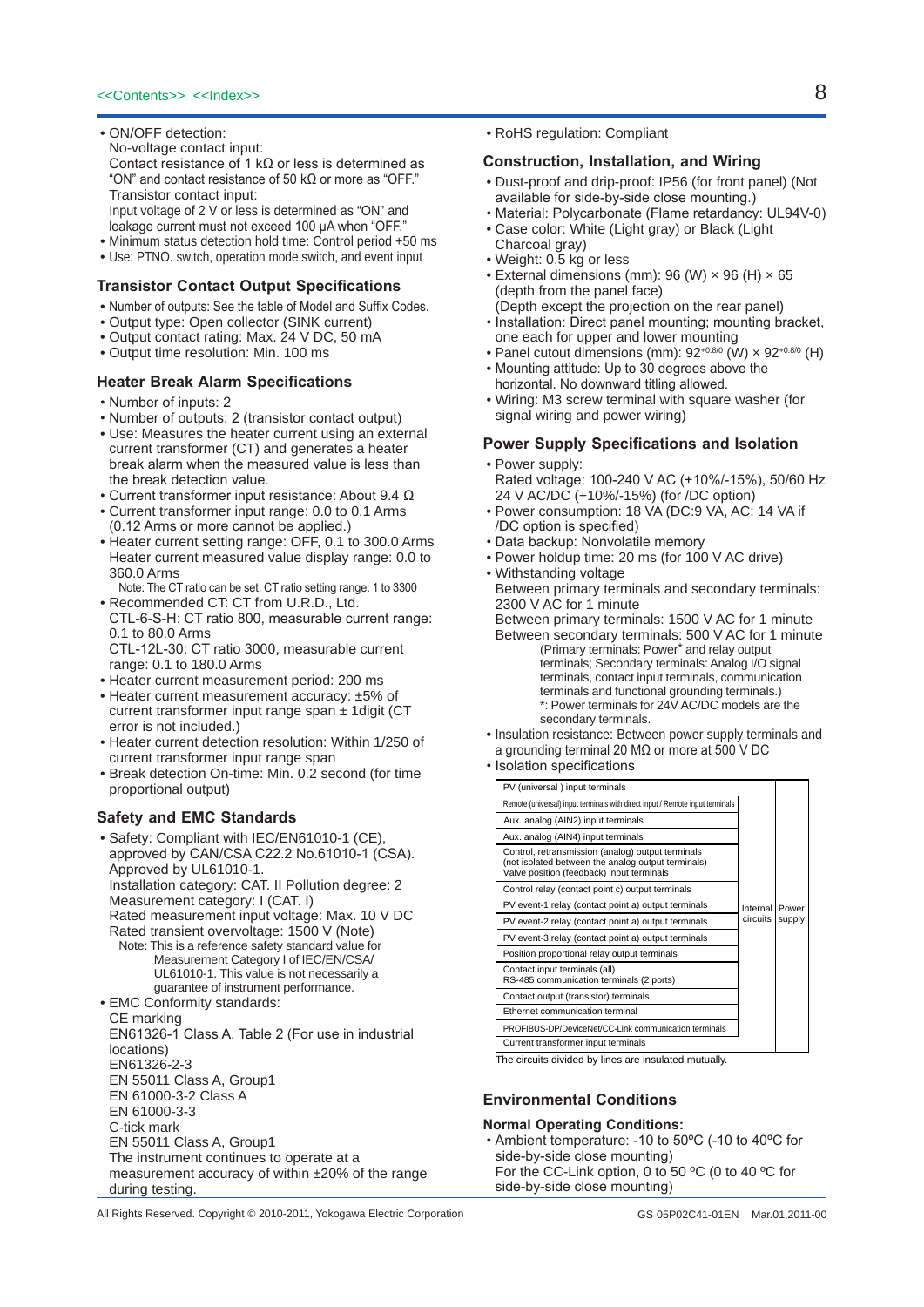- ON/OFF detection:
  No-voltage contact input:
  Contact resistance of 1 kΩ or less is determined as "ON" and contact resistance of 50 kΩ or more as "OFF."
  Transistor contact input:
  Input voltage of 2 V or less is determined as "ON" and leakage current must not exceed 100 μA when "OFF."
- Minimum status detection hold time: Control period +50 ms
- Use: PTNO. switch, operation mode switch, and event input

### Transistor Contact Output Specifications

- Number of outputs: See the table of Model and Suffix Codes.
- Output type: Open collector (SINK current)
- Output contact rating: Max. 24 V DC, 50 mA
- Output time resolution: Min. 100 ms

### Heater Break Alarm Specifications

- Number of inputs: 2
- Number of outputs: 2 (transistor contact output)
- Use: Measures the heater current using an external current transformer (CT) and generates a heater break alarm when the measured value is less than the break detection value.
- Current transformer input resistance: About 9.4 Ω
- Current transformer input range: 0.0 to 0.1 Arms (0.12 Arms or more cannot be applied.)
- Heater current setting range: OFF, 0.1 to 300.0 Arms
  Heater current measured value display range: 0.0 to 360.0 Arms
  Note: The CT ratio can be set. CT ratio setting range: 1 to 3300
- Recommended CT: CT from U.R.D., Ltd.
  CTL-6-S-H: CT ratio 800, measurable current range: 0.1 to 80.0 Arms
  CTL-12L-30: CT ratio 3000, measurable current range: 0.1 to 180.0 Arms
- Heater current measurement period: 200 ms
- Heater current measurement accuracy: ±5% of current transformer input range span ± 1digit (CT error is not included.)
- Heater current detection resolution: Within 1/250 of current transformer input range span
- Break detection On-time: Min. 0.2 second (for time proportional output)

### Safety and EMC Standards

- Safety: Compliant with IEC/EN61010-1 (CE), approved by CAN/CSA C22.2 No.61010-1 (CSA). Approved by UL61010-1.
  Installation category: CAT. II Pollution degree: 2
  Measurement category: I (CAT. I)
  Rated measurement input voltage: Max. 10 V DC
  Rated transient overvoltage: 1500 V (Note)
  Note: This is a reference safety standard value for Measurement Category I of IEC/EN/CSA/UL61010-1. This value is not necessarily a guarantee of instrument performance.
- EMC Conformity standards:
  CE marking
  EN61326-1 Class A, Table 2 (For use in industrial locations)
  EN61326-2-3
  EN 55011 Class A, Group1
  EN 61000-3-2 Class A
  EN 61000-3-3
  C-tick mark
  EN 55011 Class A, Group1
  The instrument continues to operate at a measurement accuracy of within ±20% of the range during testing.
- RoHS regulation: Compliant

### Construction, Installation, and Wiring

- Dust-proof and drip-proof: IP56 (for front panel) (Not available for side-by-side close mounting.)
- Material: Polycarbonate (Flame retardancy: UL94V-0)
- Case color: White (Light gray) or Black (Light Charcoal gray)
- Weight: 0.5 kg or less
- External dimensions (mm): 96 (W) × 96 (H) × 65 (depth from the panel face)
  (Depth except the projection on the rear panel)
- Installation: Direct panel mounting; mounting bracket, one each for upper and lower mounting
- Panel cutout dimensions (mm): $92^{+0.8/0}$ (W) × $92^{+0.8/0}$ (H)
- Mounting attitude: Up to 30 degrees above the horizontal. No downward titling allowed.
- Wiring: M3 screw terminal with square washer (for signal wiring and power wiring)

### Power Supply Specifications and Isolation

- Power supply:
  Rated voltage: 100-240 V AC (+10%/-15%), 50/60 Hz
  24 V AC/DC (+10%/-15%) (for /DC option)
- Power consumption: 18 VA (DC:9 VA, AC: 14 VA if /DC option is specified)
- Data backup: Nonvolatile memory
- Power holdup time: 20 ms (for 100 V AC drive)
- Withstanding voltage
  Between primary terminals and secondary terminals: 2300 V AC for 1 minute
  Between primary terminals: 1500 V AC for 1 minute
  Between secondary terminals: 500 V AC for 1 minute
  (Primary terminals: Power* and relay output terminals; Secondary terminals: Analog I/O signal terminals, contact input terminals, communication terminals and functional grounding terminals.)
  *: Power terminals for 24V AC/DC models are the secondary terminals.
- Insulation resistance: Between power supply terminals and a grounding terminal 20 MΩ or more at 500 V DC
- Isolation specifications

| Terminals | | |
|---|---|---|
| PV (universal ) input terminals | Internal circuits | Power supply |
| Remote (universal) input terminals with direct input / Remote input terminals | | |
| Aux. analog (AIN2) input terminals | | |
| Aux. analog (AIN4) input terminals | | |
| Control, retransmission (analog) output terminals (not isolated between the analog output terminals) Valve position (feedback) input terminals | | |
| Control relay (contact point c) output terminals | | |
| PV event-1 relay (contact point a) output terminals | | |
| PV event-2 relay (contact point a) output terminals | | |
| PV event-3 relay (contact point a) output terminals | | |
| Position proportional relay output terminals | | |
| Contact input terminals (all) RS-485 communication terminals (2 ports) | | |
| Contact output (transistor) terminals | | |
| Ethernet communication terminal | | |
| PROFIBUS-DP/DeviceNet/CC-Link communication terminals | | |
| Current transformer input terminals | | |

The circuits divided by lines are insulated mutually.

### Environmental Conditions

**Normal Operating Conditions:**

- Ambient temperature: -10 to 50ºC (-10 to 40ºC for side-by-side close mounting)
  For the CC-Link option, 0 to 50 ºC (0 to 40 ºC for side-by-side close mounting)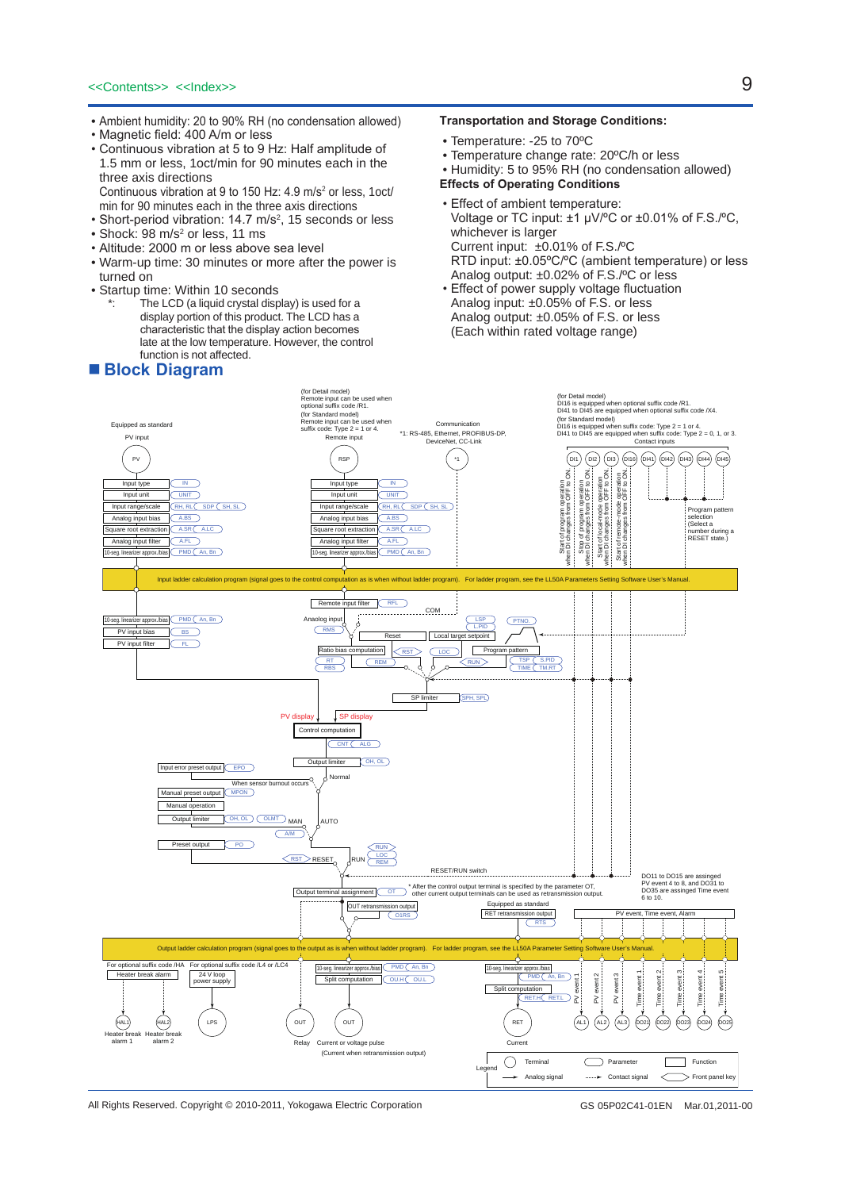<<Contents>> <<Index>>

- Ambient humidity: 20 to 90% RH (no condensation allowed)
- Magnetic field: 400 A/m or less
- Continuous vibration at 5 to 9 Hz: Half amplitude of 1.5 mm or less, 1oct/min for 90 minutes each in the three axis directions
  Continuous vibration at 9 to 150 Hz: 4.9 $m/s^2$ or less, 1oct/min for 90 minutes each in the three axis directions
- Short-period vibration: 14.7 $m/s^2$, 15 seconds or less
- Shock: 98 $m/s^2$ or less, 11 ms
- Altitude: 2000 m or less above sea level
- Warm-up time: 30 minutes or more after the power is turned on
- Startup time: Within 10 seconds
  *: The LCD (a liquid crystal display) is used for a display portion of this product. The LCD has a characteristic that the display action becomes late at the low temperature. However, the control function is not affected.

**Transportation and Storage Conditions:**

- Temperature: -25 to 70ºC
- Temperature change rate: 20ºC/h or less
- Humidity: 5 to 95% RH (no condensation allowed)

**Effects of Operating Conditions**

- Effect of ambient temperature:
  Voltage or TC input: ±1 μV/ºC or ±0.01% of F.S./ºC, whichever is larger
  Current input: ±0.01% of F.S./ºC
  RTD input: ±0.05ºC/ºC (ambient temperature) or less
  Analog output: ±0.02% of F.S./ºC or less
- Effect of power supply voltage fluctuation
  Analog input: ±0.05% of F.S. or less
  Analog output: ±0.05% of F.S. or less
  (Each within rated voltage range)

## Block Diagram

(for Detail model) Remote input can be used when optional suffix code /R1. (for Standard model) Remote input can be used when suffix code: Type 2 = 1 or 4.

Communication *1: RS-485, Ethernet, PROFIBUS-DP, DeviceNet, CC-Link

(for Detail model) DI16 is equipped when optional suffix code /R1. DI41 to DI45 are equipped when optional suffix code /X4. (for Standard model) DI16 is equipped when suffix code: Type 2 = 1 or 4. DI41 to DI45 are equipped when suffix code: Type 2 = 0, 1, or 3.

Equipped as standard: PV input (PV) — Input type (IN), Input unit (UNIT), Input range/scale (RH, RL, SDP, SH, SL), Analog input bias (A.BS), Square root extraction (A.SR, A.LC), Analog input filter (A.FL), 10-seg. linearizer approx./bias (PMD, An, Bn)

Remote input (RSP) — Input type (IN), Input unit (UNIT), Input range/scale (RH, RL, SDP, SH, SL), Analog input bias (A.BS), Square root extraction (A.SR, A.LC), Analog input filter (A.FL), 10-seg. linearizer approx./bias (PMD, An, Bn)

Contact inputs (DI1, DI2, DI3, DI16, DI41, DI42, DI43, DI44, DI45): Start of program operation when DI changes from OFF to ON; Stop of program operation when DI changes from OFF to ON; Start of local-mode operation when DI changes from OFF to ON; Start of remote-mode operation when DI changes from OFF to ON; Program pattern selection (Select a number during a RESET state.)

Input ladder calculation program (signal goes to the control computation as is when without ladder program). For ladder program, see the LL50A Parameters Setting Software User's Manual.

10-seg. linearizer approx./bias (PMD, An, Bn); PV input bias (BS); PV input filter (FL); Remote input filter (RFL); COM; Analog input (RMS); LSP, L.PID; PTNO.; Reset; Local target setpoint; Ratio bias computation (RT, RBS); RST; LOC; REM; Program pattern (TSP, S.PID, TIME, TM.RT); RUN; SP limiter (SPH, SPL)

PV display; SP display; Control computation (CNT, ALG); Output limiter (OH, OL); Input error preset output (EPO); When sensor burnout occurs; Normal; Manual preset output (MPON); Manual operation; Output limiter (OH, OL, OLMT); MAN; AUTO; A/M; Preset output (PO); RST; RESET; RUN; RUN, LOC, REM; RESET/RUN switch

Output terminal assignment (OT). * After the control output terminal is specified by the parameter OT, other current output terminals can be used as retransmission output.

OUT retransmission output (O1RS); Equipped as standard: RET retransmission output (RTS); PV event, Time event, Alarm

DO11 to DO15 are assigned PV event 4 to 8, and DO31 to DO35 are assigned Time event 6 to 10.

Output ladder calculation program (signal goes to the output as is when without ladder program). For ladder program, see the LL50A Parameter Setting Software User's Manual.

For optional suffix code /HA: Heater break alarm (HAL1 Heater break alarm 1, HAL2 Heater break alarm 2). For optional suffix code /L4 or /LC4: 24 V loop power supply (LPS).

OUT (Relay); OUT (Current or voltage pulse (Current when retransmission output)); 10-seg. linearizer approx./bias (PMD, An, Bn); Split computation (OU.H, OU.L); RET (Current): 10-seg. linearizer approx./bias (PMD, An, Bn), Split computation (RET.H, RET.L)

PV event 1 (AL1), PV event 2 (AL2), PV event 3 (AL3), Time event 1 (DO21), Time event 2 (DO22), Time event 3 (DO23), Time event 4 (DO24), Time event 5 (DO25)

Legend: Terminal; Parameter; Function; Analog signal; Contact signal; Front panel key

All Rights Reserved. Copyright © 2010-2011, Yokogawa Electric Corporation

GS 05P02C41-01EN Mar.01,2011-00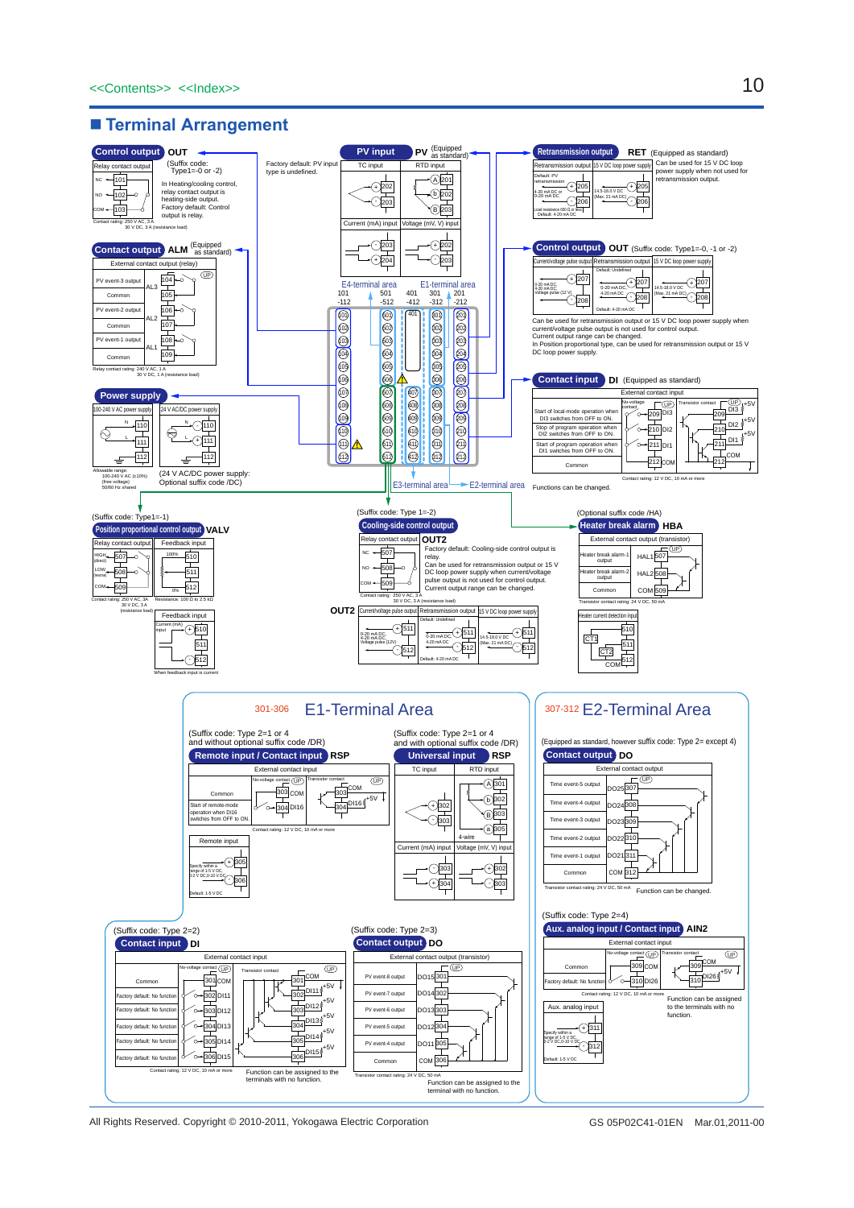<<Contents>> <<Index>>

## ■ Terminal Arrangement

### Control output OUT

(Suffix code: Type1=0 or -2)

Relay contact output: NC 101, NO 102, COM 103

Contact rating: 250 V AC, 3 A / 30 V DC, 3 A (resistance load)

In Heating/cooling control, relay contact output is heating-side output.
Factory default: Control output is relay.

### PV input PV (Equipped as standard)

Factory default: PV input type is undefined.

TC input: + 202, - 203
RTD input: A 201, b 202, B 203
Current (mA) input: - 203, + 204
Voltage (mV, V) input: + 202, - 203

### Retransmission output RET (Equipped as standard)

Retransmission output: Default: PV retransmission; 4-20 mA DC or 0-20 mA DC; + 205, - 206; Load resistance 600 Ω or less; Default: 4-20 mA DC

15 V DC loop power supply: 14.5-18.0 V DC (Max. 21 mA DC); + 205, - 206

Can be used for 15 V DC loop power supply when not used for retransmission output.

### Contact output ALM (Equipped as standard)

External contact output (relay)

| Output | Terminal |
|---|---|
| PV event-3 output (AL3) | 104 |
| Common | 105 |
| PV event-2 output (AL2) | 106 |
| Common | 107 |
| PV event-1 output (AL1) | 108 |
| Common | 109 |

Relay contact rating: 240 V AC, 1 A / 30 V DC, 1 A (resistance load)

### Control output OUT (Suffix code: Type1=-0, -1 or -2)

Current/voltage pulse output: 0-20 mA DC, 4-20 mA DC, Voltage pulse (12 V); + 207, - 208

Retransmission output: Default: Undefined; 0-20 mA DC, 4-20 mA DC; + 207, - 208; Default: 4-20 mA DC

15 V DC loop power supply: 14.5-18.0 V DC (Max. 21 mA DC); + 207, - 208

Can be used for retransmission output or 15 V DC loop power supply when current/voltage pulse output is not used for control output.
Current output range can be changed.
In Position proportional type, can be used for retransmission output or 15 V DC loop power supply.

### Terminal block areas

E4-terminal area: 101–112
E1-terminal area: 501–512 (left), 401–412, 301–312, 201–212
E3-terminal area / E2-terminal area

### Power supply

100-240 V AC power supply: N 110, L 111, 112
24 V AC/DC power supply: N 110, L 111, 112

Allowable range: 100-240 V AC (±10%) (free voltage) 50/60 Hz shared

(24 V AC/DC power supply: Optional suffix code /DC)

### Contact input DI (Equipped as standard)

External contact input

| Function | Terminal |
|---|---|
| Start of local-mode operation when DI3 switches from OFF to ON. | 209 DI3 |
| Stop of program operation when DI2 switches from OFF to ON. | 210 DI2 |
| Start of program operation when DI1 switches from OFF to ON. | 211 DI1 |
| Common | 212 COM |

No-voltage contact / Transistor contact (+5V)

Contact rating: 12 V DC, 10 mA or more

Functions can be changed.

### (Suffix code: Type1=-1) Position proportional control output VALV

Relay contact output: HIGH (direct) 507, LOW (reverse) 508, COM 509

Contact rating: 250 V AC, 3 A / 30 V DC, 3 A (resistance load)

Feedback input: 100% 510, 511, 0% 512; Resistance: 100 Ω to 2.5 kΩ

Feedback input: Current (mA) input + 510, 511, - 512

When feedback input is current

### (Suffix code: Type 1=-2) Cooling-side control output OUT2

Relay contact output: NC 507, NO 508, COM 509

Contact rating: 250 V AC, 3 A / 30 V DC, 3 A (resistance load)

Factory default: Cooling-side control output is relay.
Can be used for retransmission output or 15 V DC loop power supply when current/voltage pulse output is not used for control output.
Current output range can be changed.

OUT2:
- Current/voltage pulse output: 0-20 mA DC, 4-20 mA DC, Voltage pulse (12V); + 511, - 512
- Retransmission output: Default: Undefined; 0-20 mA DC, 4-20 mA DC; + 511, - 512; Default: 4-20 mA DC
- 15 V DC loop power supply: 14.5-18.0 V DC (Max. 21 mA DC); + 511, - 512

### (Optional suffix code /HA) Heater break alarm HBA

External contact output (transistor)

| Output | Terminal |
|---|---|
| Heater break alarm-1 output | HAL1 507 |
| Heater break alarm-2 output | HAL2 508 |
| Common | COM 509 |

Transistor contact rating: 24 V DC, 50 mA

Heater current detection input: CT1 510, CT2 511, COM 512

## 301-306 E1-Terminal Area

### (Suffix code: Type 2=1 or 4 and without optional suffix code /DR) Remote input / Contact input RSP

External contact input

| Function | Terminal |
|---|---|
| Common | 303 COM |
| Start of remote-mode operation when DI16 switches from OFF to ON. | 304 DI16 |

Contact rating: 12 V DC, 10 mA or more

Remote input: Specify within a range of 1-5 V DC, 0-2 V DC, 0-10 V DC; + 305, - 306; Default: 1-5 V DC

### (Suffix code: Type 2=1 or 4 and with optional suffix code /DR) Universal input RSP

TC input: + 302, - 303
RTD input: A 301, b 302, B 303, a 305 (4-wire)
Current (mA) input: - 303, + 304
Voltage (mV, V) input: + 302, - 303

## 307-312 E2-Terminal Area

### (Equipped as standard, however suffix code: Type 2= except 4) Contact output DO

External contact output

| Output | Terminal |
|---|---|
| Time event-5 output | DO25 307 |
| Time event-4 output | DO24 308 |
| Time event-3 output | DO23 309 |
| Time event-2 output | DO22 310 |
| Time event-1 output | DO21 311 |
| Common | COM 312 |

Transistor contact rating: 24 V DC, 50 mA

Function can be changed.

### (Suffix code: Type 2=4) Aux. analog input / Contact input AIN2

External contact input

| Function | Terminal |
|---|---|
| Common | 309 COM |
| Factory default: No function | 310 DI26 |

Contact rating: 12 V DC, 10 mA or more

Function can be assigned to the terminals with no function.

Aux. analog input: Specify within a range of 1-5 V DC, 0-2 V DC, 0-10 V DC; + 311, - 312; Default: 1-5 V DC

### (Suffix code: Type 2=2) Contact input DI

External contact input

| Function | Terminal |
|---|---|
| Common | 301 COM |
| Factory default: No function | 302 DI11 |
| Factory default: No function | 303 DI12 |
| Factory default: No function | 304 DI13 |
| Factory default: No function | 305 DI14 |
| Factory default: No function | 306 DI15 |

Contact rating: 12 V DC, 10 mA or more

Function can be assigned to the terminals with no function.

### (Suffix code: Type 2=3) Contact output DO

External contact output (transistor)

| Output | Terminal |
|---|---|
| PV event-8 output | DO15 301 |
| PV event-7 output | DO14 302 |
| PV event-6 output | DO13 303 |
| PV event-5 output | DO12 304 |
| PV event-4 output | DO11 305 |
| Common | COM 306 |

Transistor contact rating: 24 V DC, 50 mA

Function can be assigned to the terminal with no function.

All Rights Reserved. Copyright © 2010-2011, Yokogawa Electric Corporation

GS 05P02C41-01EN Mar.01,2011-00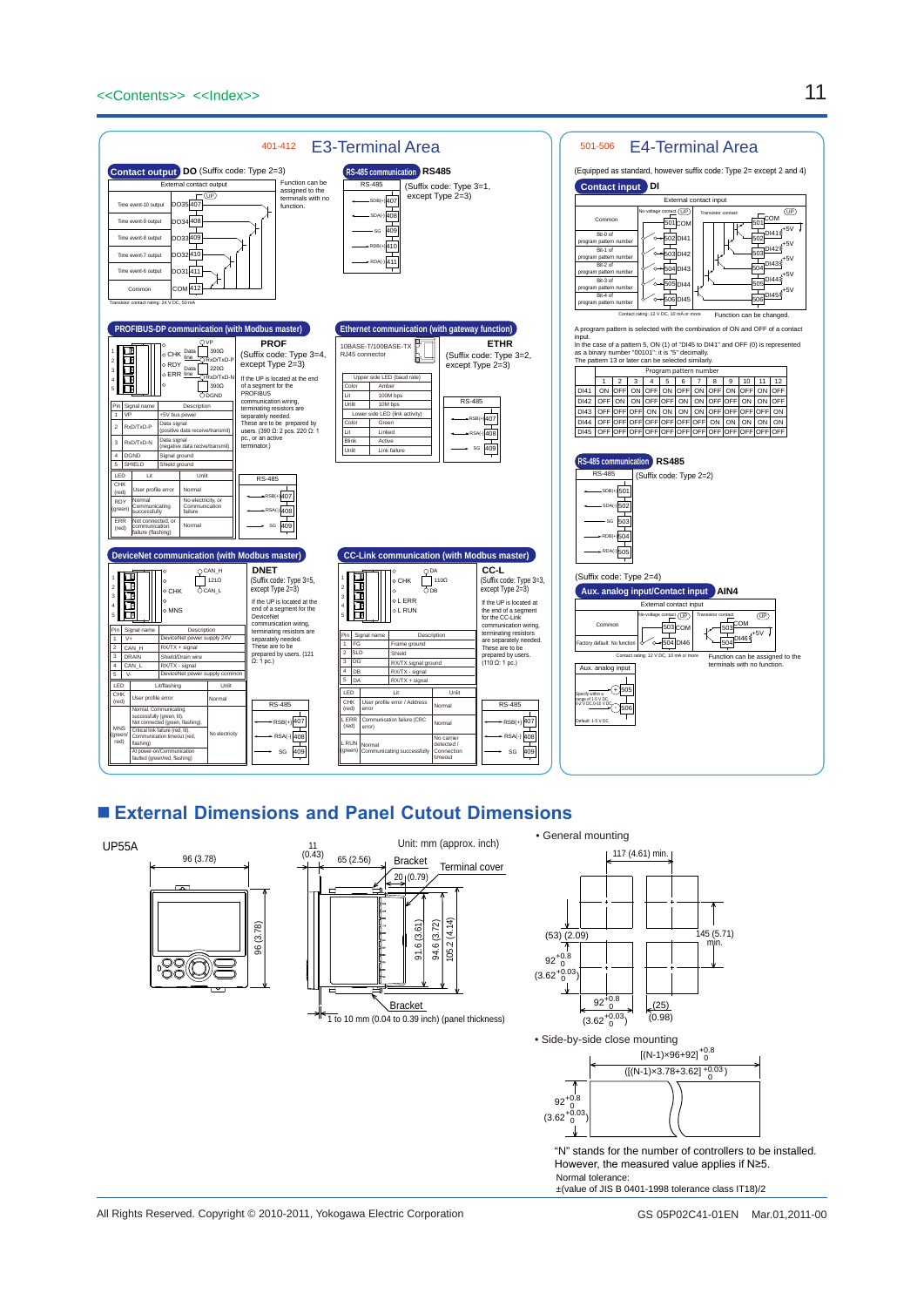<<Contents>> <<Index>>

## 401-412 E3-Terminal Area

**Contact output DO** (Suffix code: Type 2=3)

| External contact output | Terminal |
|---|---|
| Time event-10 output | DO35 407 |
| Time event-9 output | DO34 408 |
| Time event-8 output | DO33 409 |
| Time event-7 output | DO32 410 |
| Time event-6 output | DO31 411 |
| Common | COM 412 |

Function can be assigned to the terminals with no function.

Transistor contact rating: 24 V DC, 50 mA

**RS-485 communication RS485** (Suffix code: Type 3=1, except Type 2=3)

| RS-485 | Terminal |
|---|---|
| SDB(+) | 407 |
| SDA(-) | 408 |
| SG | 409 |
| RDB(+) | 410 |
| RDA(-) | 411 |

**PROFIBUS-DP communication (with Modbus master) PROF** (Suffix code: Type 3=4, except Type 2=3)

If the UP is located at the end of a segment for the PROFIBUS communication wiring, terminating resistors are separately needed. These are to be prepared by users. (390 Ω: 2 pcs. 220 Ω: 1 pc., or an active terminator.)

| Pin | Signal name | Description |
|---|---|---|
| 1 | VP | +5V bus power |
| 2 | RxD/TxD-P | Data signal (positive data receive/transmit) |
| 3 | RxD/TxD-N | Data signal (negative data receive/transmit) |
| 4 | DGND | Signal ground |
| 5 | SHIELD | Shield ground |

| LED | Lit | Unlit |
|---|---|---|
| CHK (red) | User profile error | Normal |
| RDY (green) | Normal Communicating successfully | No electricity, or Communication failure |
| ERR (red) | Not connected, or communication failure (flashing) | Normal |

RS-485: RSB(+) 407, RSA(-) 408, SG 409

**Ethernet communication (with gateway function) ETHR** (Suffix code: Type 3=2, except Type 2=3)

10BASE-T/100BASE-TX RJ45 connector

| Upper side LED (baud rate) | |
|---|---|
| Color | Amber |
| Lit | 100M bps |
| Unlit | 10M bps |

| Lower side LED (link activity) | |
|---|---|
| Color | Green |
| Lit | Linked |
| Blink | Active |
| Unlit | Link failure |

RS-485: RSB(+) 407, RSA(-) 408, SG 409

**DeviceNet communication (with Modbus master) DNET** (Suffix code: Type 3=5, except Type 2=3)

If the UP is located at the end of a segment for the DeviceNet communication wiring, terminating resistors are separately needed. These are to be prepared by users. (121 Ω: 1 pc.)

| Pin | Signal name | Description |
|---|---|---|
| 1 | V+ | DeviceNet power supply 24V |
| 2 | CAN_H | RX/TX + signal |
| 3 | DRAIN | Shield/Drain wire |
| 4 | CAN_L | RX/TX - signal |
| 5 | V- | DeviceNet power supply common |

| LED | Lit/flashing | Unlit |
|---|---|---|
| CHK (red) | User profile error | Normal |
| MNS (green/red) | Normal: Communicating successfully (green, lit). Not connected (green, flashing). Critical link failure (red, lit). Communication timeout (red, flashing). At power-on/Communication faulted (green/red, flashing) | No electricity |

RS-485: RSB(+) 407, RSA(-) 408, SG 409

**CC-Link communication (with Modbus master) CC-L** (Suffix code: Type 3=3, except Type 2=3)

If the UP is located at the end of a segment for the CC-Link communication wiring, terminating resistors are separately needed. These are to be prepared by users. (110 Ω: 1 pc.)

| Pin | Signal name | Description |
|---|---|---|
| 1 | FG | Frame ground |
| 2 | SLD | Shield |
| 3 | DG | RX/TX signal ground |
| 4 | DB | RX/TX - signal |
| 5 | DA | RX/TX + signal |

| LED | Lit | Unlit |
|---|---|---|
| CHK (red) | User profile error / Address error | Normal |
| L ERR (red) | Communication failure (CRC error) | Normal |
| L RUN (green) | Normal Communicating successfully | No carrier detected / Connection timeout |

RS-485: RSB(+) 407, RSA(-) 408, SG 409

## 501-506 E4-Terminal Area

(Equipped as standard, however suffix code: Type 2= except 2 and 4)

**Contact input DI**

| External contact input | Terminal |
|---|---|
| Common | 501 COM |
| Bit-0 of program pattern number | 502 DI41 |
| Bit-1 of program pattern number | 503 DI42 |
| Bit-2 of program pattern number | 504 DI43 |
| Bit-3 of program pattern number | 505 DI44 |
| Bit-4 of program pattern number | 506 DI45 |

Contact rating: 12 V DC, 10 mA or more. Function can be changed.

A program pattern is selected with the combination of ON and OFF of a contact input.
In the case of a pattern 5, ON (1) of "DI45 to DI41" and OFF (0) is represented as a binary number "00101": it is "5" decimally.
The pattern 13 or later can be selected similarly.

| | 1 | 2 | 3 | 4 | 5 | 6 | 7 | 8 | 9 | 10 | 11 | 12 |
|---|---|---|---|---|---|---|---|---|---|---|---|---|
| DI41 | ON | OFF | ON | OFF | ON | OFF | ON | OFF | ON | OFF | ON | OFF |
| DI42 | OFF | ON | ON | OFF | OFF | ON | ON | OFF | OFF | ON | ON | OFF |
| DI43 | OFF | OFF | OFF | ON | ON | ON | ON | OFF | OFF | OFF | OFF | ON |
| DI44 | OFF | OFF | OFF | OFF | OFF | OFF | OFF | ON | ON | ON | ON | ON |
| DI45 | OFF | OFF | OFF | OFF | OFF | OFF | OFF | OFF | OFF | OFF | OFF | OFF |

(Program pattern number: columns 1–12)

**RS-485 communication RS485** (Suffix code: Type 2=2)

| RS-485 | Terminal |
|---|---|
| SDB(+) | 501 |
| SDA(-) | 502 |
| SG | 503 |
| RDB(+) | 504 |
| RDA(-) | 505 |

(Suffix code: Type 2=4)

**Aux. analog input/Contact input AIN4**

| External contact input | Terminal |
|---|---|
| Common | 503 COM |
| Factory default: No function | 504 DI46 |

Contact rating: 12 V DC, 10 mA or more. Function can be assigned to the terminals with no function.

Aux. analog input: + 505, − 506. Specify within a range of 1-5 V DC, 0-2 V DC, 0-10 V DC. Default: 1-5 V DC

## ■ External Dimensions and Panel Cutout Dimensions

UP55A

Unit: mm (approx. inch)

96 (3.78); 96 (3.78); 11 (0.43); 65 (2.56); Bracket; Terminal cover; 20 (0.79); 91.6 (3.61); 94.6 (3.72); 105.2 (4.14); Bracket; 1 to 10 mm (0.04 to 0.39 inch) (panel thickness)

• General mounting

117 (4.61) min.; (53) (2.09); 145 (5.71) min.; $92^{+0.8}_{0}$ ($3.62^{+0.03}_{0}$); $92^{+0.8}_{0}$ ($3.62^{+0.03}_{0}$); (25) (0.98)

• Side-by-side close mounting

$[(N-1)\times 96+92]^{+0.8}_{0}$ ($[(N-1)\times 3.78+3.62]^{+0.03}_{0}$); $92^{+0.8}_{0}$ ($3.62^{+0.03}_{0}$)

"N" stands for the number of controllers to be installed.
However, the measured value applies if N≥5.
Normal tolerance:
±(value of JIS B 0401-1998 tolerance class IT18)/2

All Rights Reserved. Copyright © 2010-2011, Yokogawa Electric Corporation GS 05P02C41-01EN Mar.01,2011-00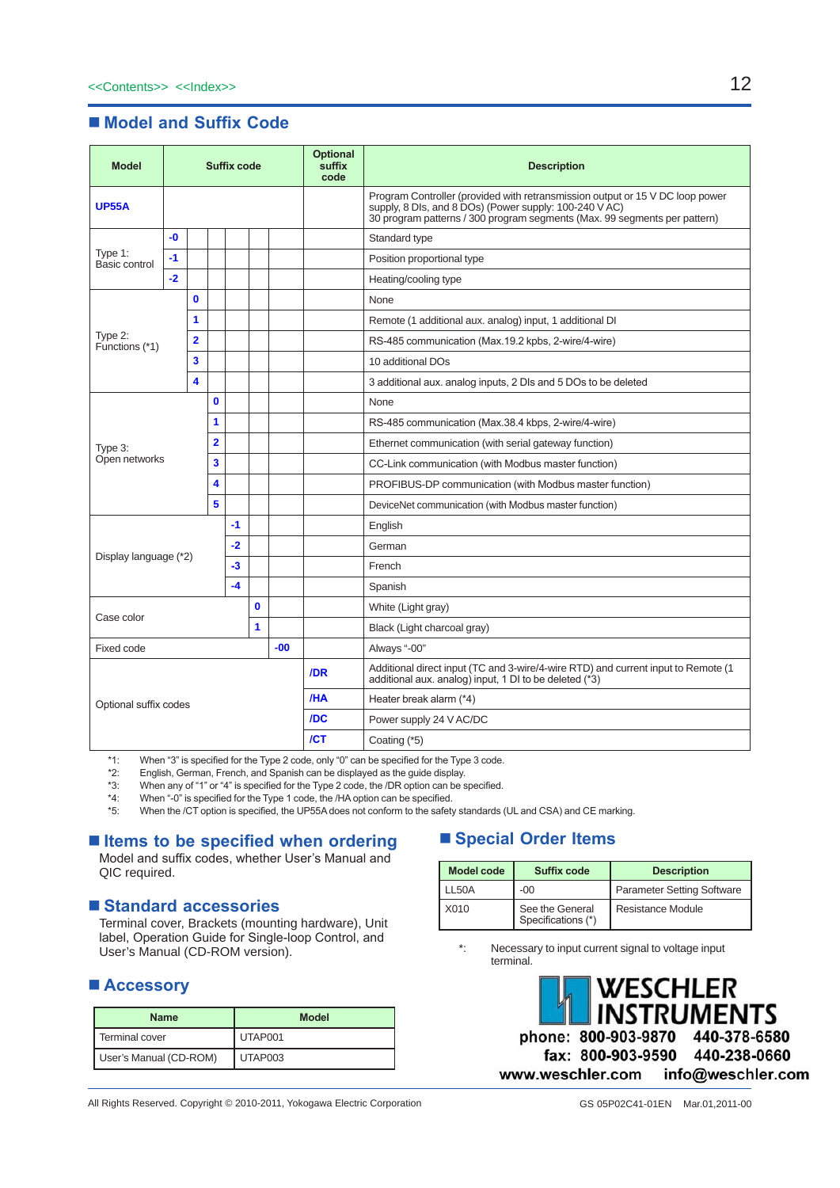<<Contents>> <<Index>>

## ■ Model and Suffix Code

| Model | Suffix code | | | | | | Optional suffix code | Description |
|---|---|---|---|---|---|---|---|---|
| UP55A | | | | | | | | Program Controller (provided with retransmission output or 15 V DC loop power supply, 8 DIs, and 8 DOs) (Power supply: 100-240 V AC) 30 program patterns / 300 program segments (Max. 99 segments per pattern) |
| Type 1: Basic control | -0 | | | | | | | Standard type |
| | -1 | | | | | | | Position proportional type |
| | -2 | | | | | | | Heating/cooling type |
| Type 2: Functions (*1) | | 0 | | | | | | None |
| | | 1 | | | | | | Remote (1 additional aux. analog) input, 1 additional DI |
| | | 2 | | | | | | RS-485 communication (Max.19.2 kpbs, 2-wire/4-wire) |
| | | 3 | | | | | | 10 additional DOs |
| | | 4 | | | | | | 3 additional aux. analog inputs, 2 DIs and 5 DOs to be deleted |
| Type 3: Open networks | | | 0 | | | | | None |
| | | | 1 | | | | | RS-485 communication (Max.38.4 kbps, 2-wire/4-wire) |
| | | | 2 | | | | | Ethernet communication (with serial gateway function) |
| | | | 3 | | | | | CC-Link communication (with Modbus master function) |
| | | | 4 | | | | | PROFIBUS-DP communication (with Modbus master function) |
| | | | 5 | | | | | DeviceNet communication (with Modbus master function) |
| Display language (*2) | | | | -1 | | | | English |
| | | | | -2 | | | | German |
| | | | | -3 | | | | French |
| | | | | -4 | | | | Spanish |
| Case color | | | | | 0 | | | White (Light gray) |
| | | | | | 1 | | | Black (Light charcoal gray) |
| Fixed code | | | | | | -00 | | Always "-00" |
| Optional suffix codes | | | | | | | /DR | Additional direct input (TC and 3-wire/4-wire RTD) and current input to Remote (1 additional aux. analog) input, 1 DI to be deleted (*3) |
| | | | | | | | /HA | Heater break alarm (*4) |
| | | | | | | | /DC | Power supply 24 V AC/DC |
| | | | | | | | /CT | Coating (*5) |

*1: When "3" is specified for the Type 2 code, only "0" can be specified for the Type 3 code.
*2: English, German, French, and Spanish can be displayed as the guide display.
*3: When any of "1" or "4" is specified for the Type 2 code, the /DR option can be specified.
*4: When "-0" is specified for the Type 1 code, the /HA option can be specified.
*5: When the /CT option is specified, the UP55A does not conform to the safety standards (UL and CSA) and CE marking.

## ■ Items to be specified when ordering

Model and suffix codes, whether User's Manual and QIC required.

## ■ Standard accessories

Terminal cover, Brackets (mounting hardware), Unit label, Operation Guide for Single-loop Control, and User's Manual (CD-ROM version).

## ■ Accessory

| Name | Model |
|---|---|
| Terminal cover | UTAP001 |
| User's Manual (CD-ROM) | UTAP003 |

## ■ Special Order Items

| Model code | Suffix code | Description |
|---|---|---|
| LL50A | -00 | Parameter Setting Software |
| X010 | See the General Specifications (*) | Resistance Module |

*: Necessary to input current signal to voltage input terminal.

WESCHLER INSTRUMENTS
phone: 800-903-9870 440-378-6580
fax: 800-903-9590 440-238-0660
www.weschler.com info@weschler.com

All Rights Reserved. Copyright © 2010-2011, Yokogawa Electric Corporation

GS 05P02C41-01EN Mar.01,2011-00